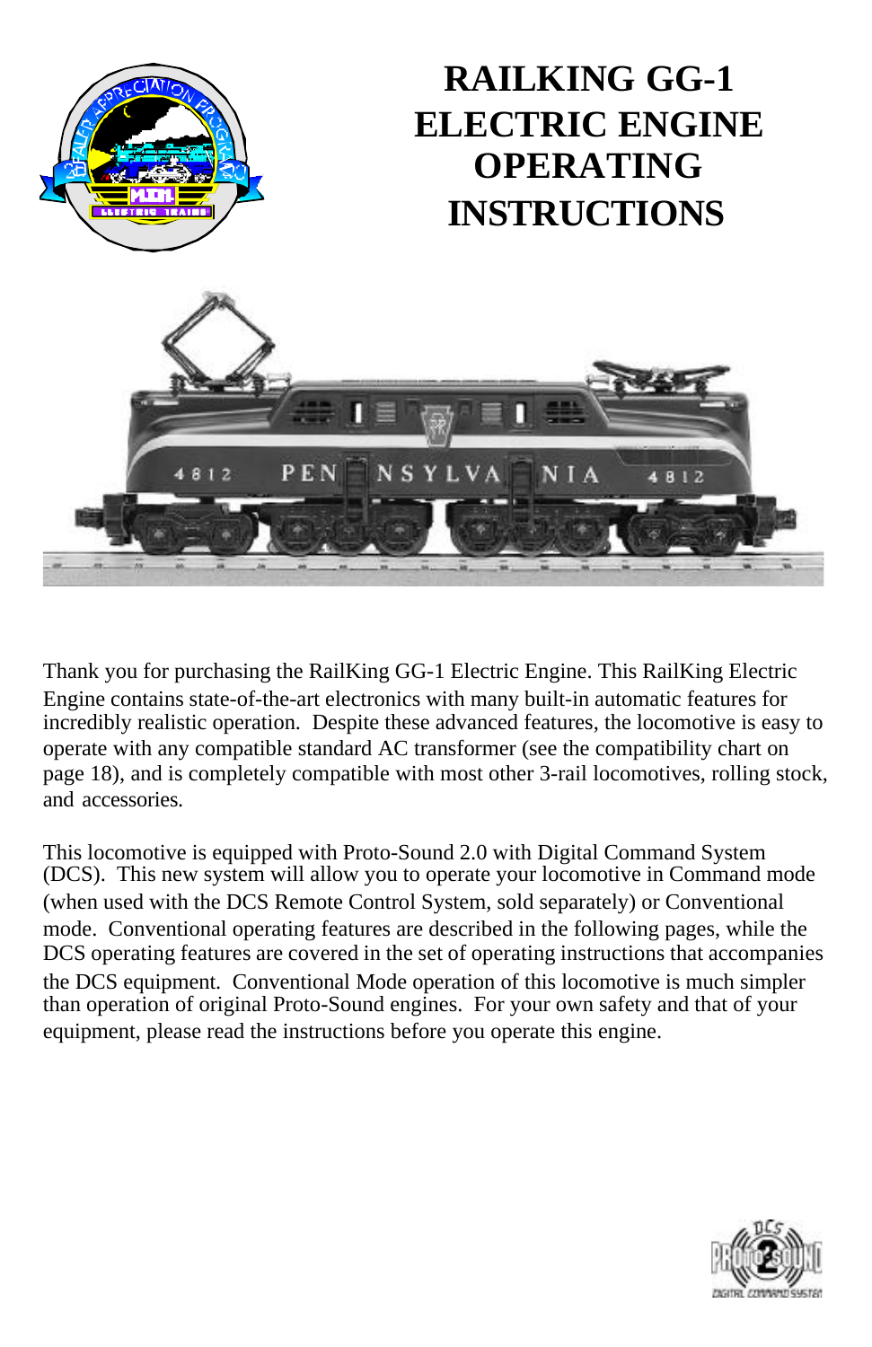# RAILKING GG-1 ELECTRIC ENGINE OPERATING INSTRUCTIONS

Thank you for purchasing the RailKing GG-1 Electric Engine. This RailKing Electric Engine contains state-of-the-art electronics with many built-in automatic features for incredibly realistic operation. Despite these advanced features, the locomotive is easy to operate with any compatible standard AC transformer (see the compatibility chart on page 18), and is completely compatible with most other 3-rail locomotives, rolling stock, and accessories.

This locomotive is equipped with Proto-Sound 2.0 with Digital Command System (DCS). This new system will allow you to operate your locomotive in Command mode (when used with the DCS Remote Control System, sold separately) or Conventional mode. Conventional operating features are described in the following pages, while the DCS operating features are covered in the set of operating instructions that accompanies the DCS equipment. Conventional Mode operation of this locomotive is much simpler than operation of original Proto-Sound engines. For your own safety and that of your equipment, please read the instructions before you operate this engine.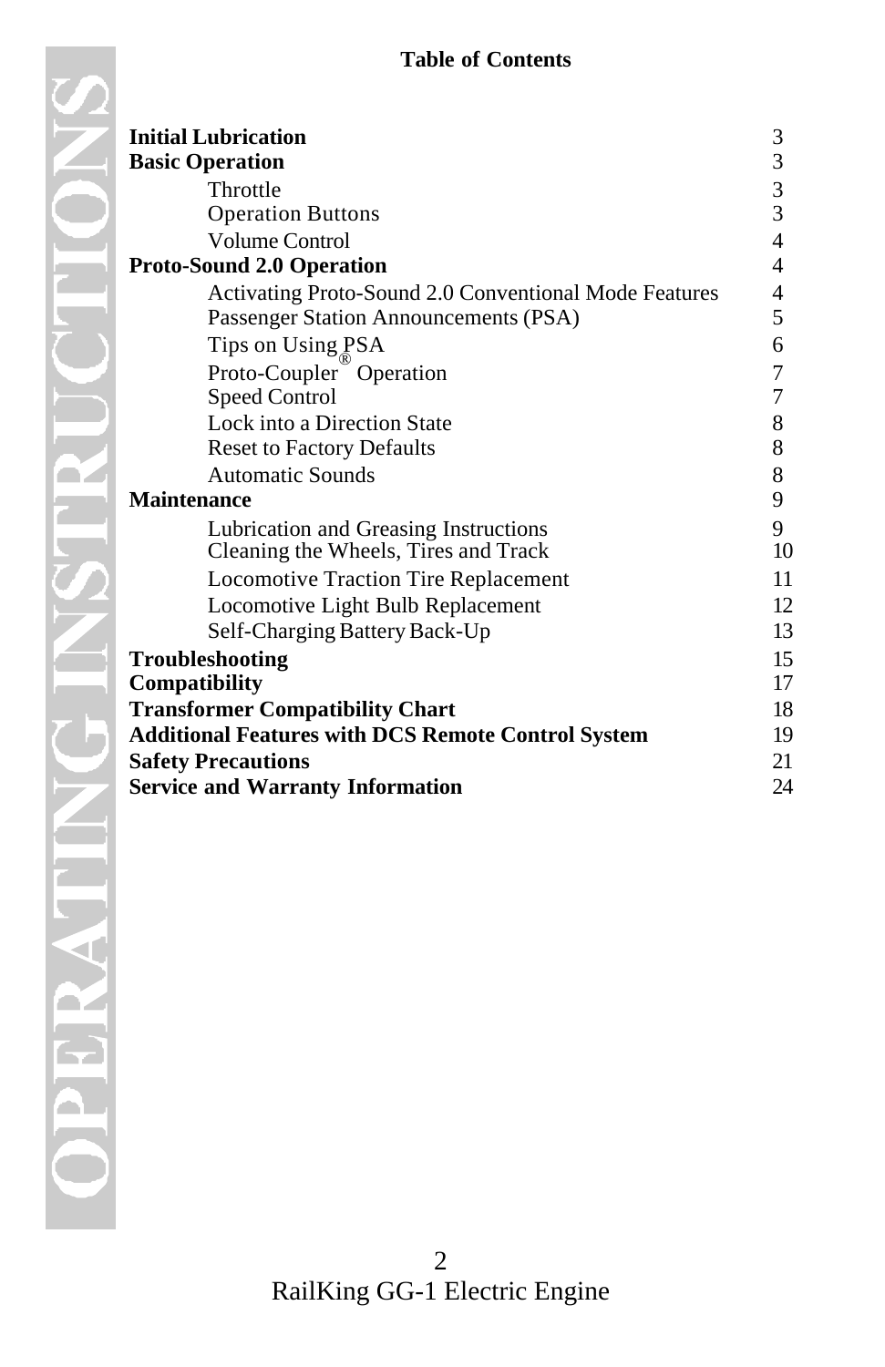## Table of Contents

| | |
|---|---|
| **Initial Lubrication** | 3 |
| **Basic Operation** | 3 |
| Throttle | 3 |
| Operation Buttons | 3 |
| Volume Control | 4 |
| **Proto-Sound 2.0 Operation** | 4 |
| Activating Proto-Sound 2.0 Conventional Mode Features | 4 |
| Passenger Station Announcements (PSA) | 5 |
| Tips on Using PSA | 6 |
| Proto-Coupler® Operation | 7 |
| Speed Control | 7 |
| Lock into a Direction State | 8 |
| Reset to Factory Defaults | 8 |
| Automatic Sounds | 8 |
| **Maintenance** | 9 |
| Lubrication and Greasing Instructions | 9 |
| Cleaning the Wheels, Tires and Track | 10 |
| Locomotive Traction Tire Replacement | 11 |
| Locomotive Light Bulb Replacement | 12 |
| Self-Charging Battery Back-Up | 13 |
| **Troubleshooting** | 15 |
| **Compatibility** | 17 |
| **Transformer Compatibility Chart** | 18 |
| **Additional Features with DCS Remote Control System** | 19 |
| **Safety Precautions** | 21 |
| **Service and Warranty Information** | 24 |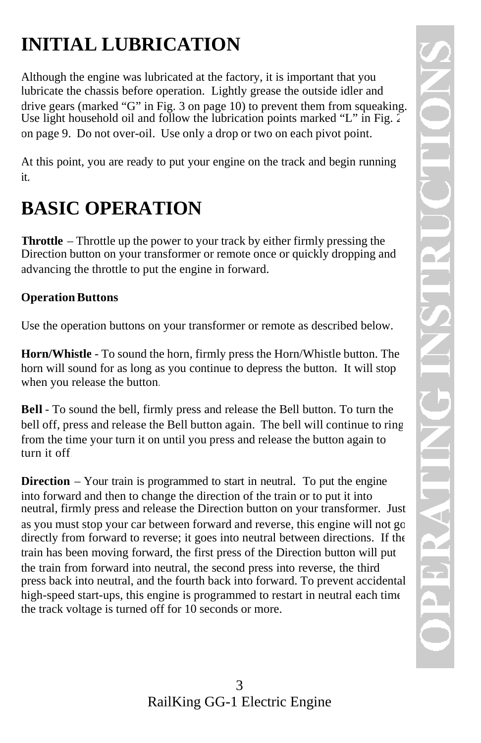# INITIAL LUBRICATION

Although the engine was lubricated at the factory, it is important that you lubricate the chassis before operation. Lightly grease the outside idler and drive gears (marked "G" in Fig. 3 on page 10) to prevent them from squeaking. Use light household oil and follow the lubrication points marked "L" in Fig. 2 on page 9. Do not over-oil. Use only a drop or two on each pivot point.

At this point, you are ready to put your engine on the track and begin running it.

# BASIC OPERATION

**Throttle** – Throttle up the power to your track by either firmly pressing the Direction button on your transformer or remote once or quickly dropping and advancing the throttle to put the engine in forward.

**Operation Buttons**

Use the operation buttons on your transformer or remote as described below.

**Horn/Whistle** - To sound the horn, firmly press the Horn/Whistle button. The horn will sound for as long as you continue to depress the button. It will stop when you release the button.

**Bell** - To sound the bell, firmly press and release the Bell button. To turn the bell off, press and release the Bell button again. The bell will continue to ring from the time your turn it on until you press and release the button again to turn it off.

**Direction** – Your train is programmed to start in neutral. To put the engine into forward and then to change the direction of the train or to put it into neutral, firmly press and release the Direction button on your transformer. Just as you must stop your car between forward and reverse, this engine will not go directly from forward to reverse; it goes into neutral between directions. If the train has been moving forward, the first press of the Direction button will put the train from forward into neutral, the second press into reverse, the third press back into neutral, and the fourth back into forward. To prevent accidental high-speed start-ups, this engine is programmed to restart in neutral each time the track voltage is turned off for 10 seconds or more.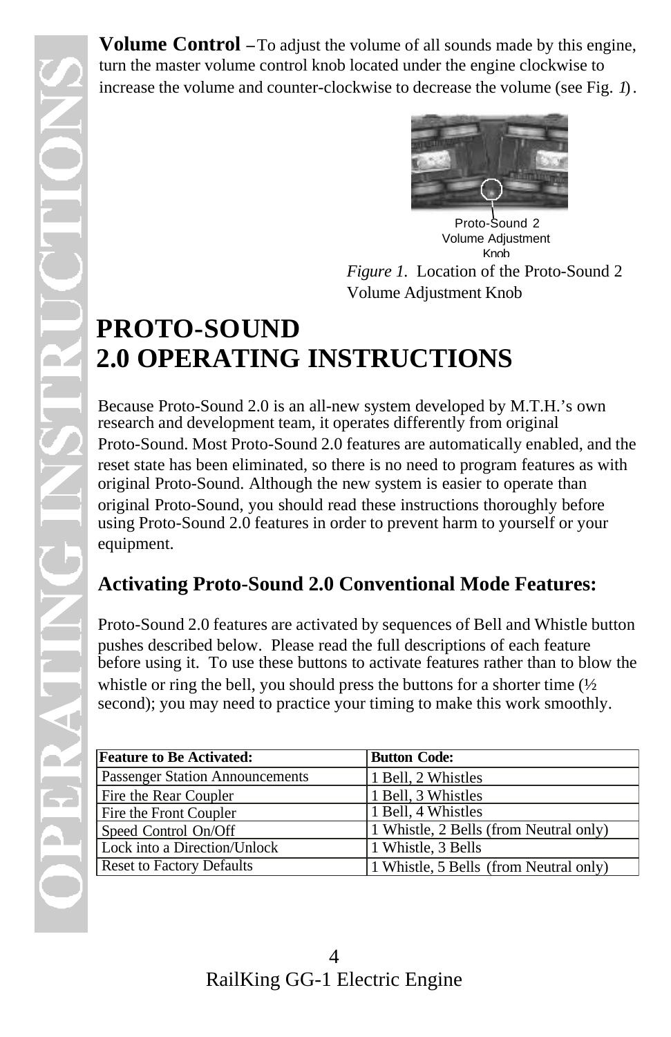**Volume Control** – To adjust the volume of all sounds made by this engine, turn the master volume control knob located under the engine clockwise to increase the volume and counter-clockwise to decrease the volume (see Fig. 1).

Proto-Sound 2 Volume Adjustment Knob

*Figure 1.* Location of the Proto-Sound 2 Volume Adjustment Knob

# PROTO-SOUND 2.0 OPERATING INSTRUCTIONS

Because Proto-Sound 2.0 is an all-new system developed by M.T.H.'s own research and development team, it operates differently from original Proto-Sound. Most Proto-Sound 2.0 features are automatically enabled, and the reset state has been eliminated, so there is no need to program features as with original Proto-Sound. Although the new system is easier to operate than original Proto-Sound, you should read these instructions thoroughly before using Proto-Sound 2.0 features in order to prevent harm to yourself or your equipment.

## Activating Proto-Sound 2.0 Conventional Mode Features:

Proto-Sound 2.0 features are activated by sequences of Bell and Whistle button pushes described below. Please read the full descriptions of each feature before using it. To use these buttons to activate features rather than to blow the whistle or ring the bell, you should press the buttons for a shorter time (½ second); you may need to practice your timing to make this work smoothly.

| Feature to Be Activated: | Button Code: |
|---|---|
| Passenger Station Announcements | 1 Bell, 2 Whistles |
| Fire the Rear Coupler | 1 Bell, 3 Whistles |
| Fire the Front Coupler | 1 Bell, 4 Whistles |
| Speed Control On/Off | 1 Whistle, 2 Bells (from Neutral only) |
| Lock into a Direction/Unlock | 1 Whistle, 3 Bells |
| Reset to Factory Defaults | 1 Whistle, 5 Bells (from Neutral only) |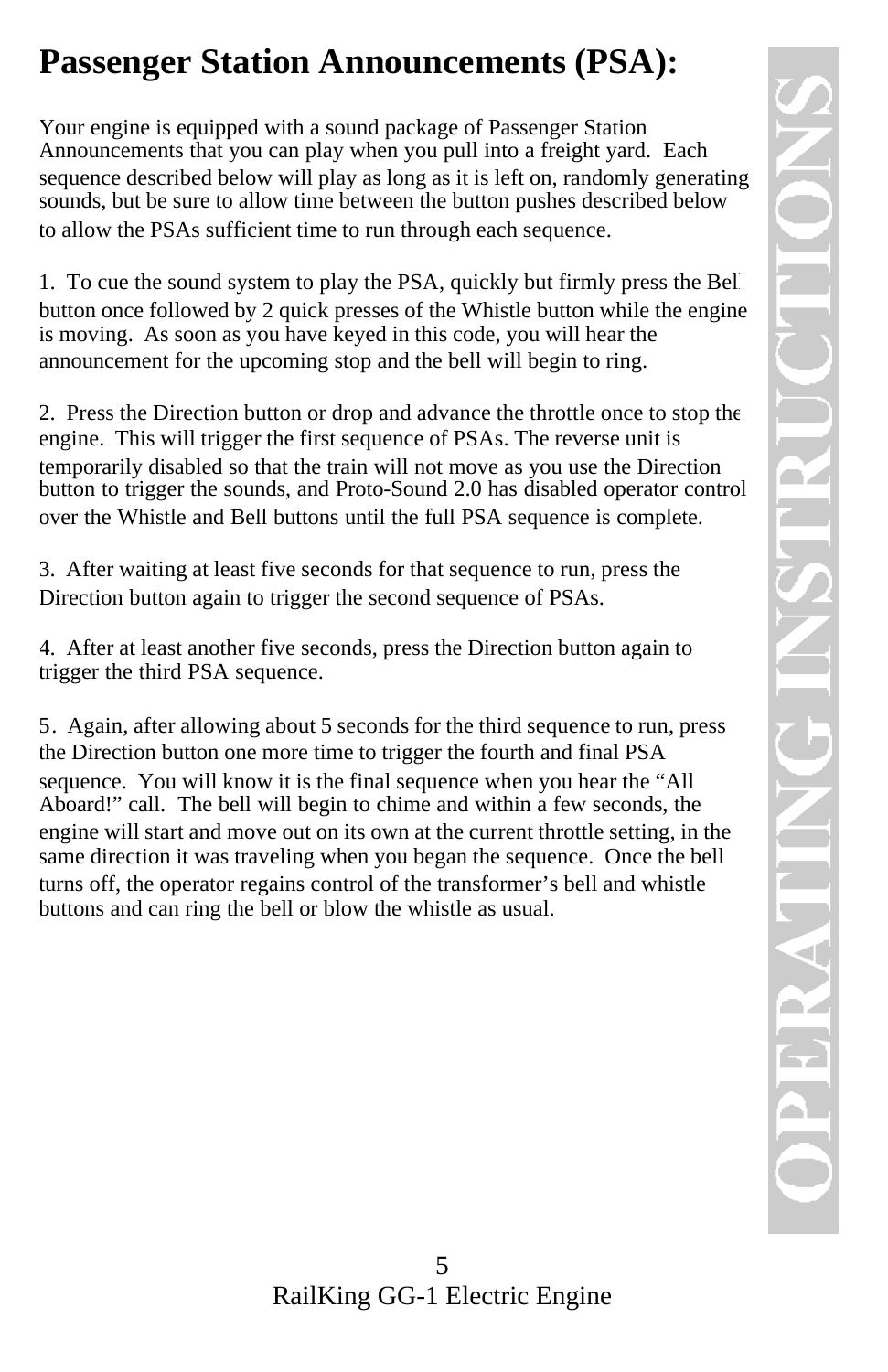# Passenger Station Announcements (PSA):

Your engine is equipped with a sound package of Passenger Station Announcements that you can play when you pull into a freight yard. Each sequence described below will play as long as it is left on, randomly generating sounds, but be sure to allow time between the button pushes described below to allow the PSAs sufficient time to run through each sequence.

1. To cue the sound system to play the PSA, quickly but firmly press the Bell button once followed by 2 quick presses of the Whistle button while the engine is moving. As soon as you have keyed in this code, you will hear the announcement for the upcoming stop and the bell will begin to ring.

2. Press the Direction button or drop and advance the throttle once to stop the engine. This will trigger the first sequence of PSAs. The reverse unit is temporarily disabled so that the train will not move as you use the Direction button to trigger the sounds, and Proto-Sound 2.0 has disabled operator control over the Whistle and Bell buttons until the full PSA sequence is complete.

3. After waiting at least five seconds for that sequence to run, press the Direction button again to trigger the second sequence of PSAs.

4. After at least another five seconds, press the Direction button again to trigger the third PSA sequence.

5. Again, after allowing about 5 seconds for the third sequence to run, press the Direction button one more time to trigger the fourth and final PSA sequence. You will know it is the final sequence when you hear the “All Aboard!” call. The bell will begin to chime and within a few seconds, the engine will start and move out on its own at the current throttle setting, in the same direction it was traveling when you began the sequence. Once the bell turns off, the operator regains control of the transformer’s bell and whistle buttons and can ring the bell or blow the whistle as usual.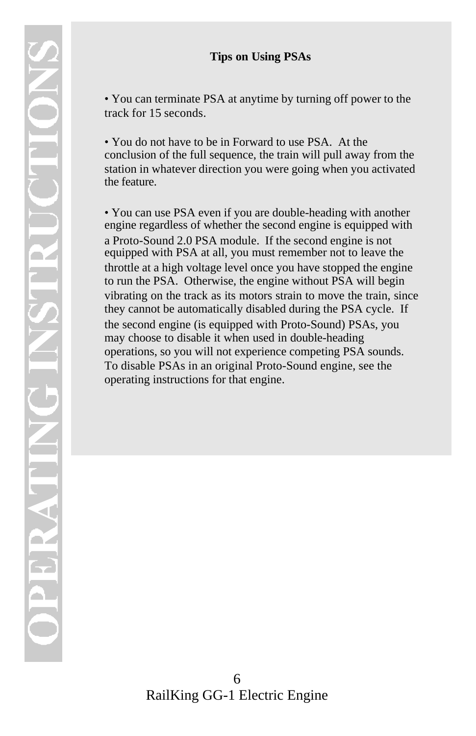### Tips on Using PSAs

- You can terminate PSA at anytime by turning off power to the track for 15 seconds.

- You do not have to be in Forward to use PSA. At the conclusion of the full sequence, the train will pull away from the station in whatever direction you were going when you activated the feature.

- You can use PSA even if you are double-heading with another engine regardless of whether the second engine is equipped with a Proto-Sound 2.0 PSA module. If the second engine is not equipped with PSA at all, you must remember not to leave the throttle at a high voltage level once you have stopped the engine to run the PSA. Otherwise, the engine without PSA will begin vibrating on the track as its motors strain to move the train, since they cannot be automatically disabled during the PSA cycle. If the second engine (is equipped with Proto-Sound) PSAs, you may choose to disable it when used in double-heading operations, so you will not experience competing PSA sounds. To disable PSAs in an original Proto-Sound engine, see the operating instructions for that engine.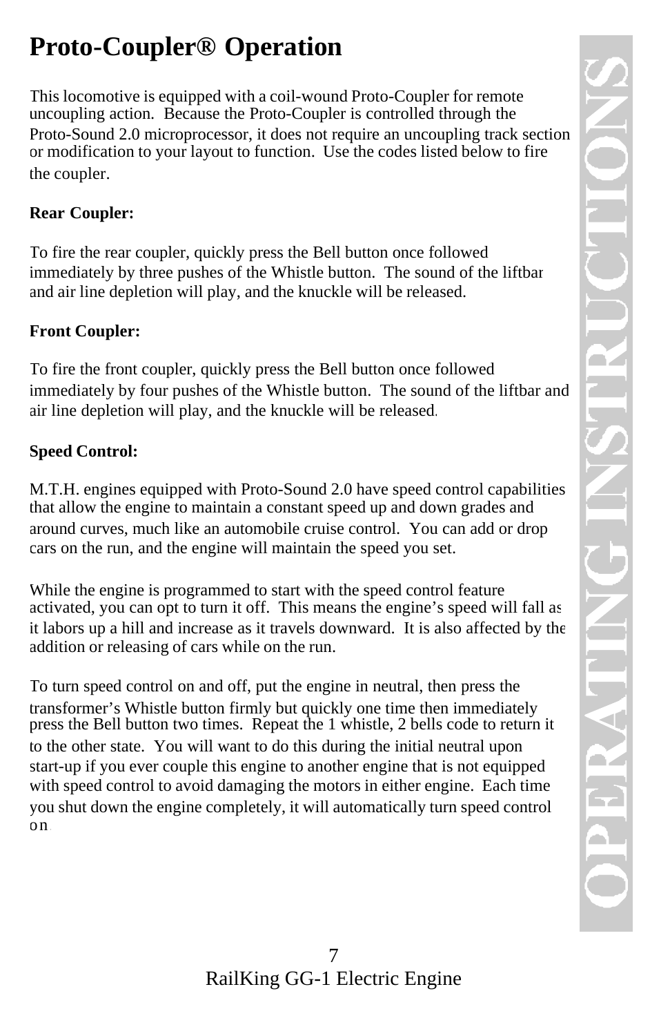# Proto-Coupler® Operation

This locomotive is equipped with a coil-wound Proto-Coupler for remote uncoupling action. Because the Proto-Coupler is controlled through the Proto-Sound 2.0 microprocessor, it does not require an uncoupling track section or modification to your layout to function. Use the codes listed below to fire the coupler.

**Rear Coupler:**

To fire the rear coupler, quickly press the Bell button once followed immediately by three pushes of the Whistle button. The sound of the liftbar and air line depletion will play, and the knuckle will be released.

**Front Coupler:**

To fire the front coupler, quickly press the Bell button once followed immediately by four pushes of the Whistle button. The sound of the liftbar and air line depletion will play, and the knuckle will be released.

**Speed Control:**

M.T.H. engines equipped with Proto-Sound 2.0 have speed control capabilities that allow the engine to maintain a constant speed up and down grades and around curves, much like an automobile cruise control. You can add or drop cars on the run, and the engine will maintain the speed you set.

While the engine is programmed to start with the speed control feature activated, you can opt to turn it off. This means the engine's speed will fall as it labors up a hill and increase as it travels downward. It is also affected by the addition or releasing of cars while on the run.

To turn speed control on and off, put the engine in neutral, then press the transformer's Whistle button firmly but quickly one time then immediately press the Bell button two times. Repeat the 1 whistle, 2 bells code to return it to the other state. You will want to do this during the initial neutral upon start-up if you ever couple this engine to another engine that is not equipped with speed control to avoid damaging the motors in either engine. Each time you shut down the engine completely, it will automatically turn speed control on.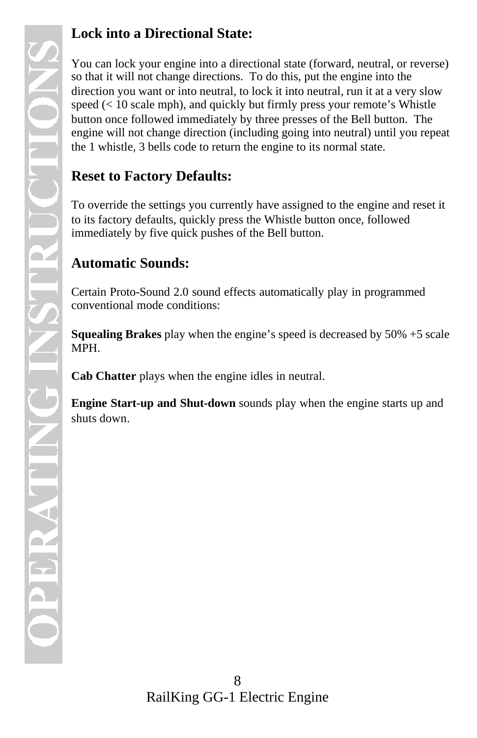## Lock into a Directional State:

You can lock your engine into a directional state (forward, neutral, or reverse) so that it will not change directions. To do this, put the engine into the direction you want or into neutral, to lock it into neutral, run it at a very slow speed (< 10 scale mph), and quickly but firmly press your remote's Whistle button once followed immediately by three presses of the Bell button. The engine will not change direction (including going into neutral) until you repeat the 1 whistle, 3 bells code to return the engine to its normal state.

## Reset to Factory Defaults:

To override the settings you currently have assigned to the engine and reset it to its factory defaults, quickly press the Whistle button once, followed immediately by five quick pushes of the Bell button.

## Automatic Sounds:

Certain Proto-Sound 2.0 sound effects automatically play in programmed conventional mode conditions:

**Squealing Brakes** play when the engine's speed is decreased by 50% +5 scale MPH.

**Cab Chatter** plays when the engine idles in neutral.

**Engine Start-up and Shut-down** sounds play when the engine starts up and shuts down.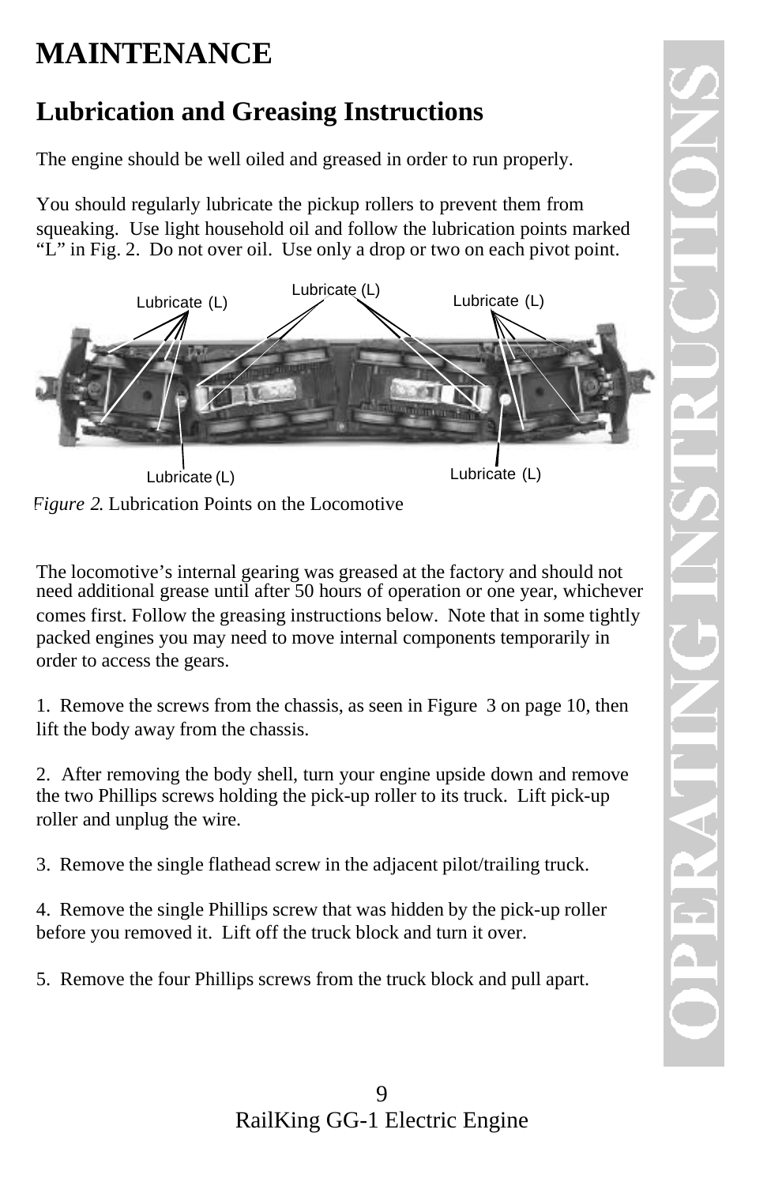# MAINTENANCE

## Lubrication and Greasing Instructions

The engine should be well oiled and greased in order to run properly.

You should regularly lubricate the pickup rollers to prevent them from squeaking. Use light household oil and follow the lubrication points marked “L” in Fig. 2. Do not over oil. Use only a drop or two on each pivot point.

*Figure 2*. Lubrication Points on the Locomotive

The locomotive’s internal gearing was greased at the factory and should not need additional grease until after 50 hours of operation or one year, whichever comes first. Follow the greasing instructions below. Note that in some tightly packed engines you may need to move internal components temporarily in order to access the gears.

1. Remove the screws from the chassis, as seen in Figure 3 on page 10, then lift the body away from the chassis.

2. After removing the body shell, turn your engine upside down and remove the two Phillips screws holding the pick-up roller to its truck. Lift pick-up roller and unplug the wire.

3. Remove the single flathead screw in the adjacent pilot/trailing truck.

4. Remove the single Phillips screw that was hidden by the pick-up roller before you removed it. Lift off the truck block and turn it over.

5. Remove the four Phillips screws from the truck block and pull apart.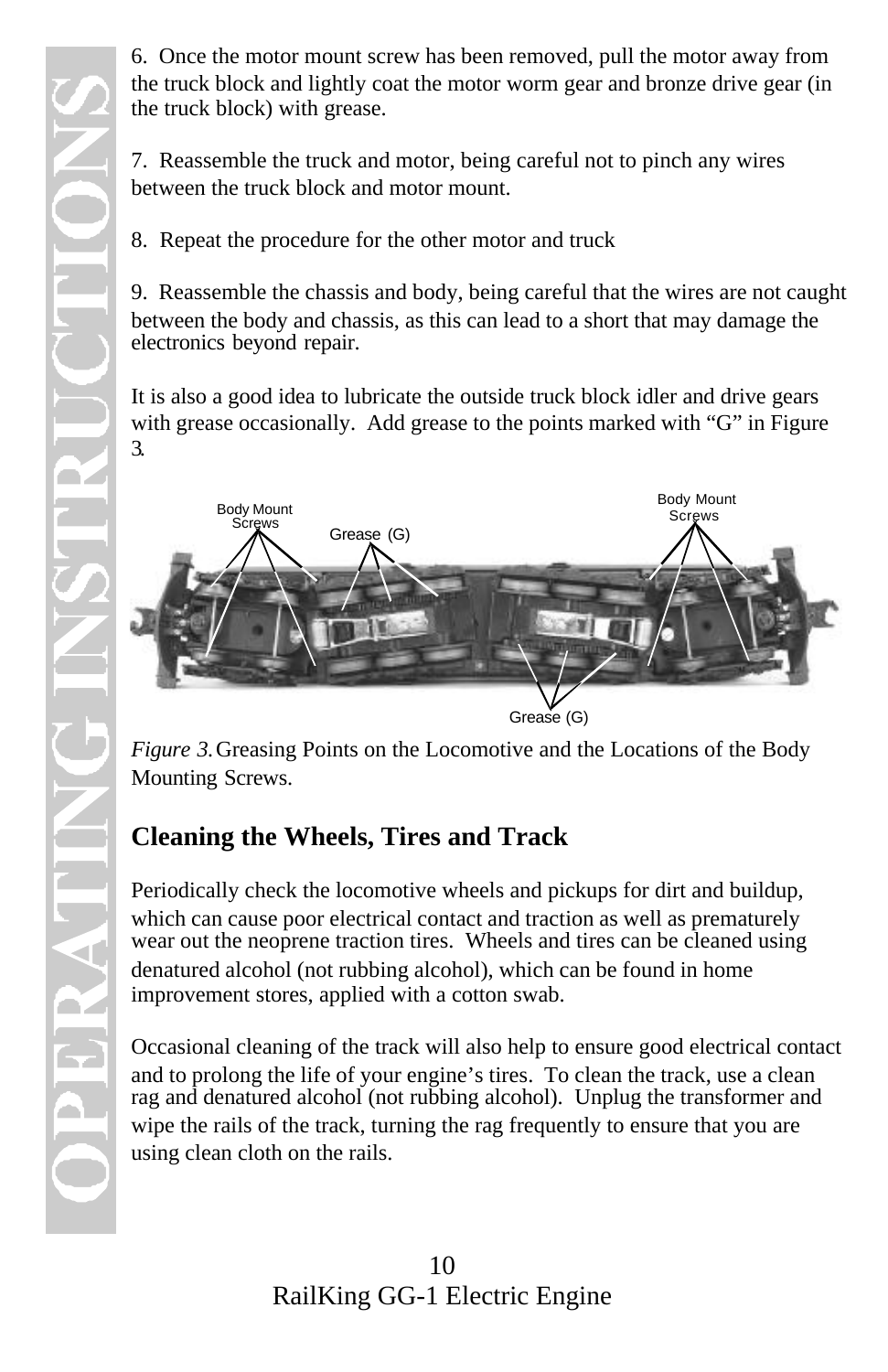6. Once the motor mount screw has been removed, pull the motor away from the truck block and lightly coat the motor worm gear and bronze drive gear (in the truck block) with grease.

7. Reassemble the truck and motor, being careful not to pinch any wires between the truck block and motor mount.

8. Repeat the procedure for the other motor and truck

9. Reassemble the chassis and body, being careful that the wires are not caught between the body and chassis, as this can lead to a short that may damage the electronics beyond repair.

It is also a good idea to lubricate the outside truck block idler and drive gears with grease occasionally. Add grease to the points marked with "G" in Figure 3.

*Figure 3.* Greasing Points on the Locomotive and the Locations of the Body Mounting Screws.

## Cleaning the Wheels, Tires and Track

Periodically check the locomotive wheels and pickups for dirt and buildup, which can cause poor electrical contact and traction as well as prematurely wear out the neoprene traction tires. Wheels and tires can be cleaned using denatured alcohol (not rubbing alcohol), which can be found in home improvement stores, applied with a cotton swab.

Occasional cleaning of the track will also help to ensure good electrical contact and to prolong the life of your engine's tires. To clean the track, use a clean rag and denatured alcohol (not rubbing alcohol). Unplug the transformer and wipe the rails of the track, turning the rag frequently to ensure that you are using clean cloth on the rails.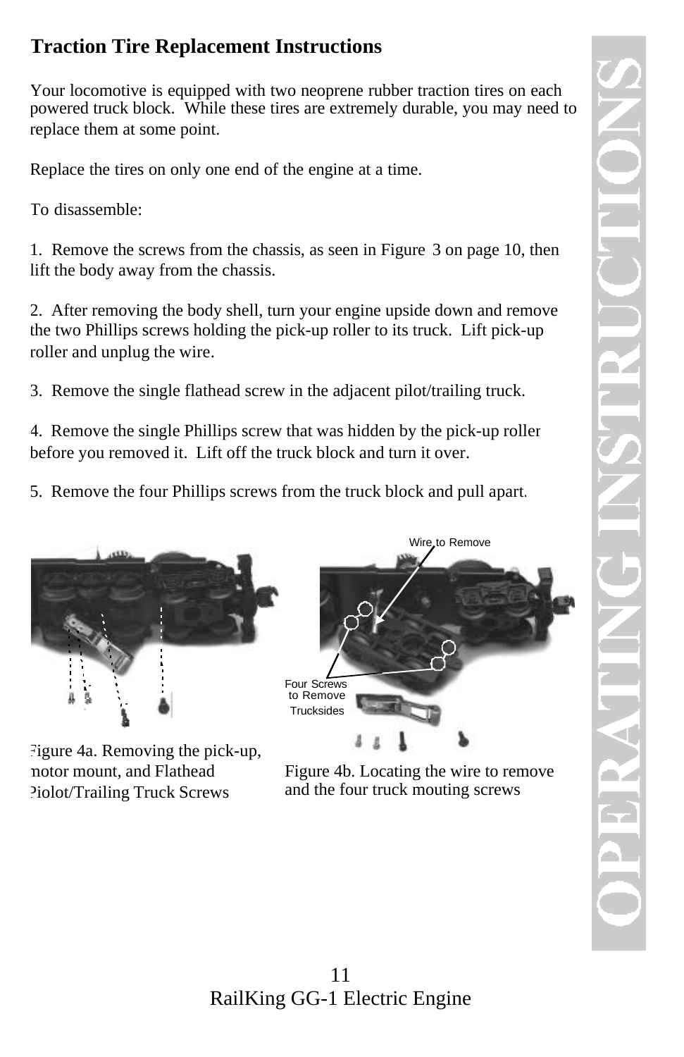# Traction Tire Replacement Instructions

Your locomotive is equipped with two neoprene rubber traction tires on each powered truck block. While these tires are extremely durable, you may need to replace them at some point.

Replace the tires on only one end of the engine at a time.

To disassemble:

1. Remove the screws from the chassis, as seen in Figure 3 on page 10, then lift the body away from the chassis.

2. After removing the body shell, turn your engine upside down and remove the two Phillips screws holding the pick-up roller to its truck. Lift pick-up roller and unplug the wire.

3. Remove the single flathead screw in the adjacent pilot/trailing truck.

4. Remove the single Phillips screw that was hidden by the pick-up roller before you removed it. Lift off the truck block and turn it over.

5. Remove the four Phillips screws from the truck block and pull apart.

Figure 4a. Removing the pick-up, motor mount, and Flathead Piolot/Trailing Truck Screws

Wire to Remove

Four Screws to Remove Trucksides

Figure 4b. Locating the wire to remove and the four truck mouting screws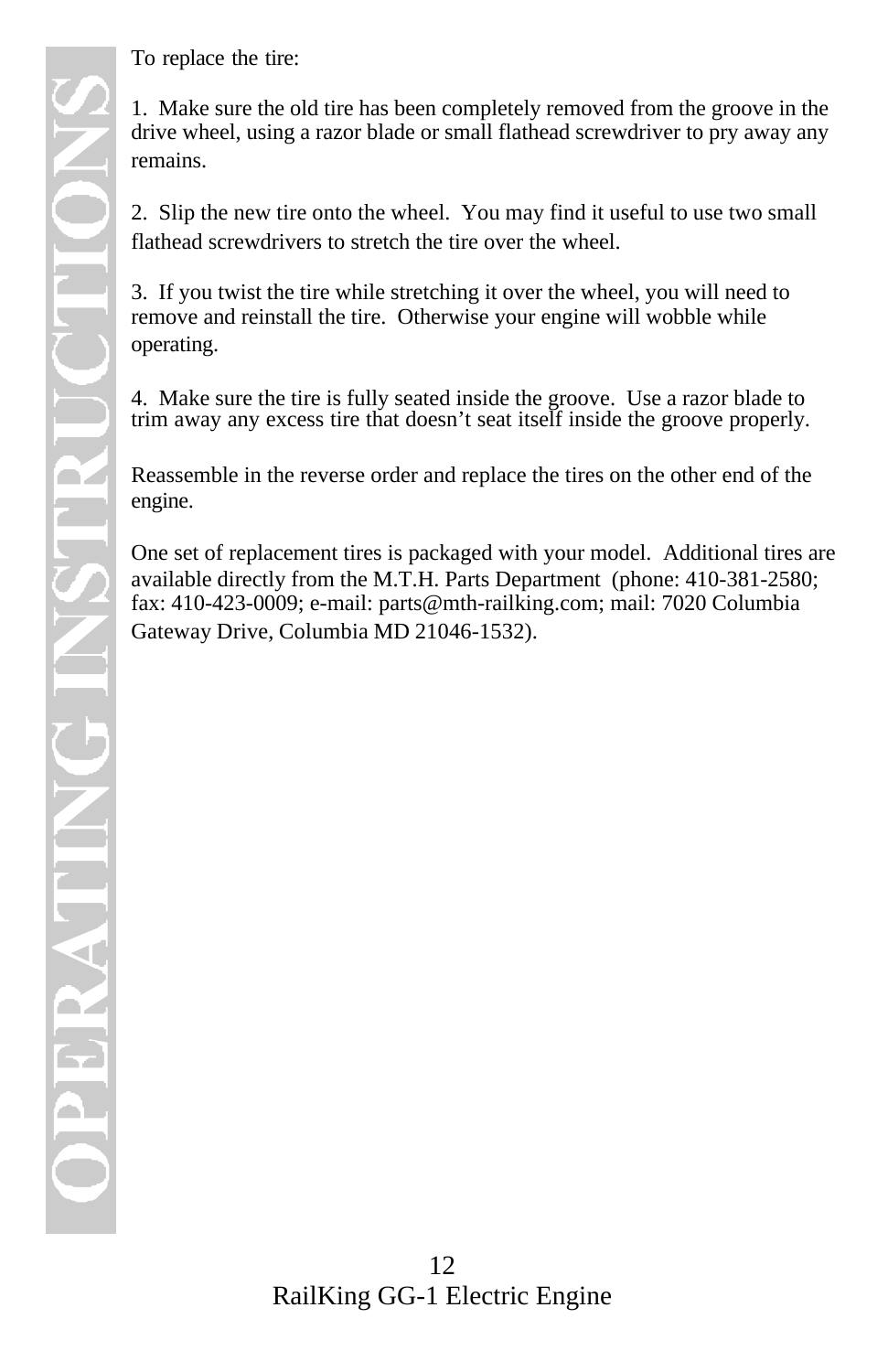To replace the tire:

1. Make sure the old tire has been completely removed from the groove in the drive wheel, using a razor blade or small flathead screwdriver to pry away any remains.

2. Slip the new tire onto the wheel. You may find it useful to use two small flathead screwdrivers to stretch the tire over the wheel.

3. If you twist the tire while stretching it over the wheel, you will need to remove and reinstall the tire. Otherwise your engine will wobble while operating.

4. Make sure the tire is fully seated inside the groove. Use a razor blade to trim away any excess tire that doesn't seat itself inside the groove properly.

Reassemble in the reverse order and replace the tires on the other end of the engine.

One set of replacement tires is packaged with your model. Additional tires are available directly from the M.T.H. Parts Department (phone: 410-381-2580; fax: 410-423-0009; e-mail: parts@mth-railking.com; mail: 7020 Columbia Gateway Drive, Columbia MD 21046-1532).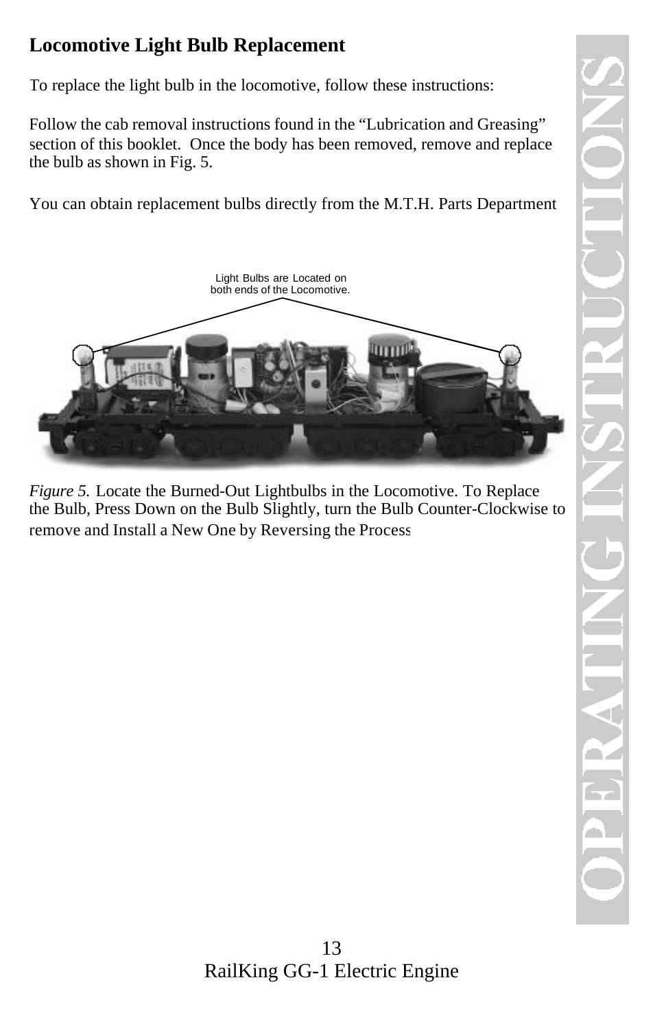## Locomotive Light Bulb Replacement

To replace the light bulb in the locomotive, follow these instructions:

Follow the cab removal instructions found in the "Lubrication and Greasing" section of this booklet. Once the body has been removed, remove and replace the bulb as shown in Fig. 5.

You can obtain replacement bulbs directly from the M.T.H. Parts Department

Light Bulbs are Located on both ends of the Locomotive.

*Figure 5.* Locate the Burned-Out Lightbulbs in the Locomotive. To Replace the Bulb, Press Down on the Bulb Slightly, turn the Bulb Counter-Clockwise to remove and Install a New One by Reversing the Process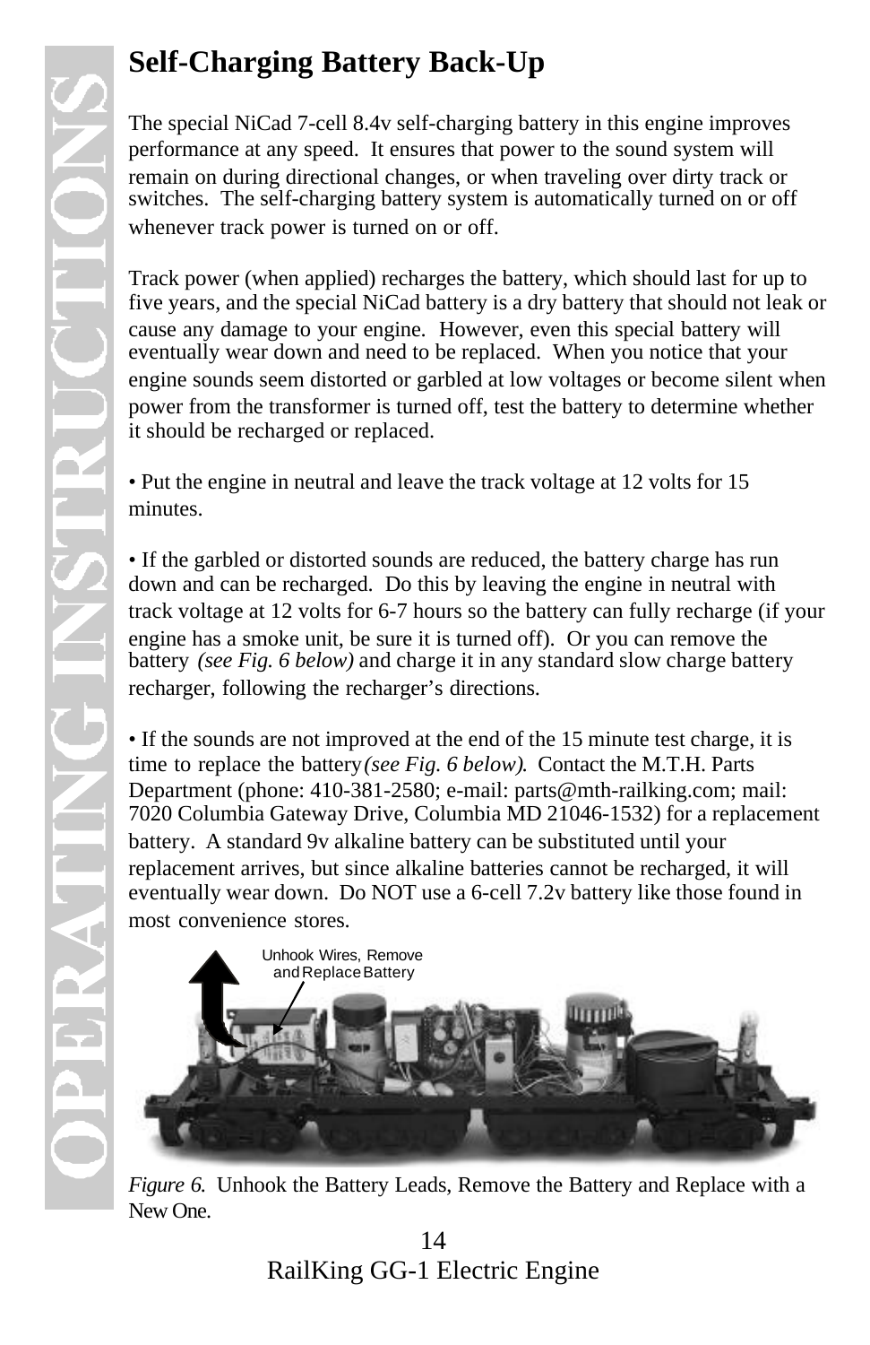## Self-Charging Battery Back-Up

The special NiCad 7-cell 8.4v self-charging battery in this engine improves performance at any speed. It ensures that power to the sound system will remain on during directional changes, or when traveling over dirty track or switches. The self-charging battery system is automatically turned on or off whenever track power is turned on or off.

Track power (when applied) recharges the battery, which should last for up to five years, and the special NiCad battery is a dry battery that should not leak or cause any damage to your engine. However, even this special battery will eventually wear down and need to be replaced. When you notice that your engine sounds seem distorted or garbled at low voltages or become silent when power from the transformer is turned off, test the battery to determine whether it should be recharged or replaced.

• Put the engine in neutral and leave the track voltage at 12 volts for 15 minutes.

• If the garbled or distorted sounds are reduced, the battery charge has run down and can be recharged. Do this by leaving the engine in neutral with track voltage at 12 volts for 6-7 hours so the battery can fully recharge (if your engine has a smoke unit, be sure it is turned off). Or you can remove the battery *(see Fig. 6 below)* and charge it in any standard slow charge battery recharger, following the recharger's directions.

• If the sounds are not improved at the end of the 15 minute test charge, it is time to replace the battery *(see Fig. 6 below).* Contact the M.T.H. Parts Department (phone: 410-381-2580; e-mail: parts@mth-railking.com; mail: 7020 Columbia Gateway Drive, Columbia MD 21046-1532) for a replacement battery. A standard 9v alkaline battery can be substituted until your replacement arrives, but since alkaline batteries cannot be recharged, it will eventually wear down. Do NOT use a 6-cell 7.2v battery like those found in most convenience stores.

Unhook Wires, Remove and Replace Battery

*Figure 6.* Unhook the Battery Leads, Remove the Battery and Replace with a New One.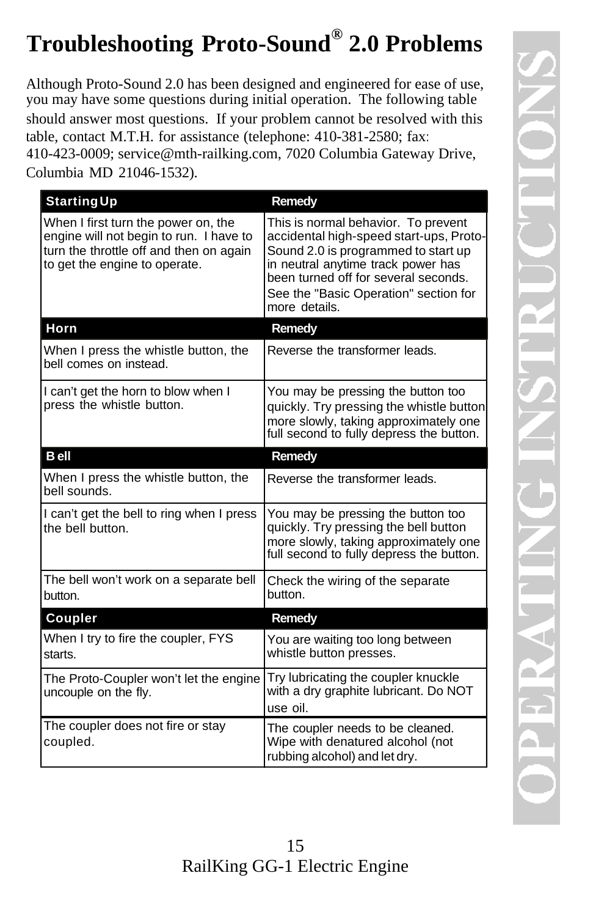# Troubleshooting Proto-Sound® 2.0 Problems

Although Proto-Sound 2.0 has been designed and engineered for ease of use, you may have some questions during initial operation. The following table should answer most questions. If your problem cannot be resolved with this table, contact M.T.H. for assistance (telephone: 410-381-2580; fax: 410-423-0009; service@mth-railking.com, 7020 Columbia Gateway Drive, Columbia MD 21046-1532).

| **Starting Up** | **Remedy** |
|---|---|
| When I first turn the power on, the engine will not begin to run. I have to turn the throttle off and then on again to get the engine to operate. | This is normal behavior. To prevent accidental high-speed start-ups, Proto-Sound 2.0 is programmed to start up in neutral anytime track power has been turned off for several seconds. See the "Basic Operation" section for more details. |
| **Horn** | **Remedy** |
| When I press the whistle button, the bell comes on instead. | Reverse the transformer leads. |
| I can't get the horn to blow when I press the whistle button. | You may be pressing the button too quickly. Try pressing the whistle button more slowly, taking approximately one full second to fully depress the button. |
| **Bell** | **Remedy** |
| When I press the whistle button, the bell sounds. | Reverse the transformer leads. |
| I can't get the bell to ring when I press the bell button. | You may be pressing the button too quickly. Try pressing the bell button more slowly, taking approximately one full second to fully depress the button. |
| The bell won't work on a separate bell button. | Check the wiring of the separate button. |
| **Coupler** | **Remedy** |
| When I try to fire the coupler, FYS starts. | You are waiting too long between whistle button presses. |
| The Proto-Coupler won't let the engine uncouple on the fly. | Try lubricating the coupler knuckle with a dry graphite lubricant. Do NOT use oil. |
| The coupler does not fire or stay coupled. | The coupler needs to be cleaned. Wipe with denatured alcohol (not rubbing alcohol) and let dry. |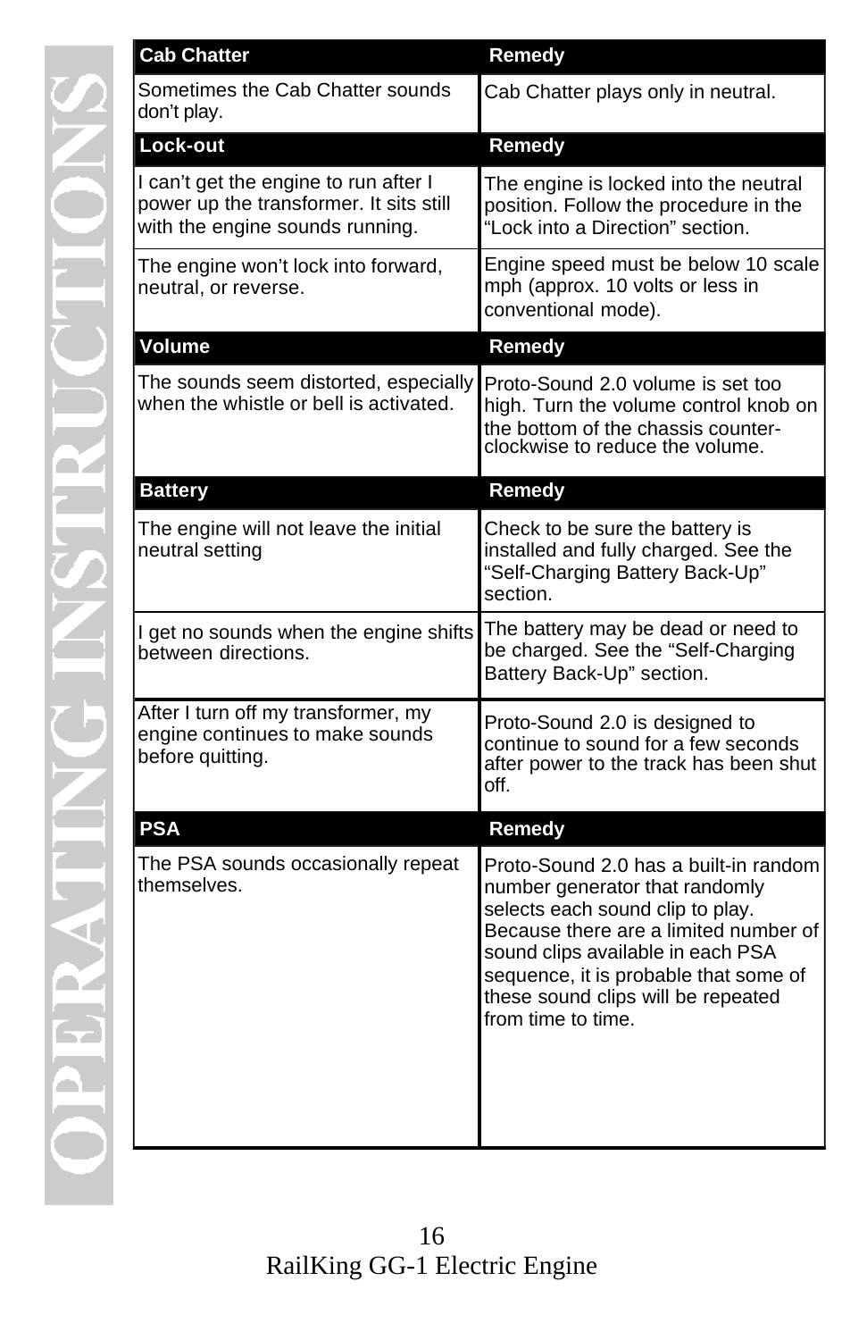| Cab Chatter | Remedy |
|---|---|
| Sometimes the Cab Chatter sounds don't play. | Cab Chatter plays only in neutral. |
| **Lock-out** | **Remedy** |
| I can't get the engine to run after I power up the transformer. It sits still with the engine sounds running. | The engine is locked into the neutral position. Follow the procedure in the "Lock into a Direction" section. |
| The engine won't lock into forward, neutral, or reverse. | Engine speed must be below 10 scale mph (approx. 10 volts or less in conventional mode). |
| **Volume** | **Remedy** |
| The sounds seem distorted, especially when the whistle or bell is activated. | Proto-Sound 2.0 volume is set too high. Turn the volume control knob on the bottom of the chassis counter-clockwise to reduce the volume. |
| **Battery** | **Remedy** |
| The engine will not leave the initial neutral setting | Check to be sure the battery is installed and fully charged. See the "Self-Charging Battery Back-Up" section. |
| I get no sounds when the engine shifts between directions. | The battery may be dead or need to be charged. See the "Self-Charging Battery Back-Up" section. |
| After I turn off my transformer, my engine continues to make sounds before quitting. | Proto-Sound 2.0 is designed to continue to sound for a few seconds after power to the track has been shut off. |
| **PSA** | **Remedy** |
| The PSA sounds occasionally repeat themselves. | Proto-Sound 2.0 has a built-in random number generator that randomly selects each sound clip to play. Because there are a limited number of sound clips available in each PSA sequence, it is probable that some of these sound clips will be repeated from time to time. |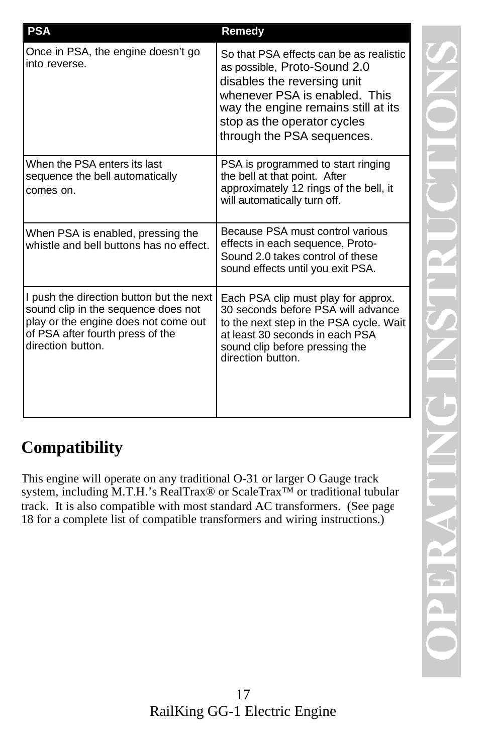| PSA | Remedy |
|---|---|
| Once in PSA, the engine doesn't go into reverse. | So that PSA effects can be as realistic as possible, Proto-Sound 2.0 disables the reversing unit whenever PSA is enabled. This way the engine remains still at its stop as the operator cycles through the PSA sequences. |
| When the PSA enters its last sequence the bell automatically comes on. | PSA is programmed to start ringing the bell at that point. After approximately 12 rings of the bell, it will automatically turn off. |
| When PSA is enabled, pressing the whistle and bell buttons has no effect. | Because PSA must control various effects in each sequence, Proto-Sound 2.0 takes control of these sound effects until you exit PSA. |
| I push the direction button but the next sound clip in the sequence does not play or the engine does not come out of PSA after fourth press of the direction button. | Each PSA clip must play for approx. 30 seconds before PSA will advance to the next step in the PSA cycle. Wait at least 30 seconds in each PSA sound clip before pressing the direction button. |

## Compatibility

This engine will operate on any traditional O-31 or larger O Gauge track system, including M.T.H.'s RealTrax® or ScaleTrax™ or traditional tubular track. It is also compatible with most standard AC transformers. (See page 18 for a complete list of compatible transformers and wiring instructions.)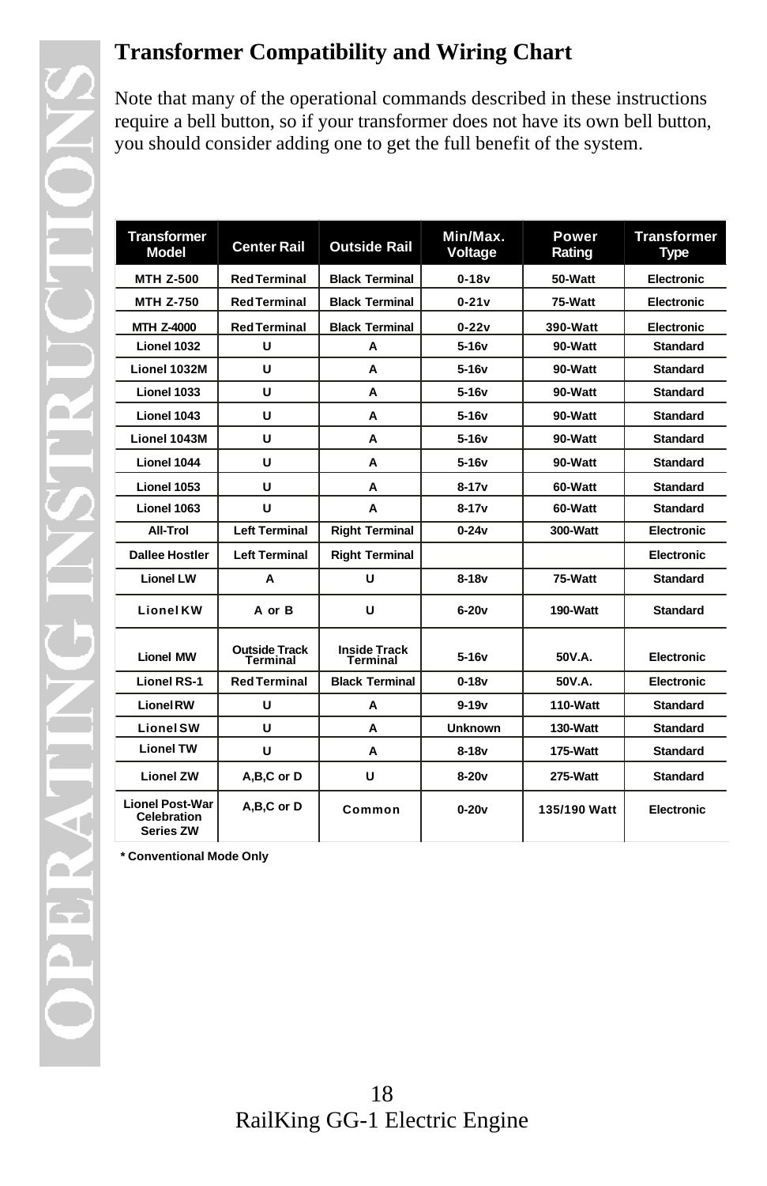## Transformer Compatibility and Wiring Chart

Note that many of the operational commands described in these instructions require a bell button, so if your transformer does not have its own bell button, you should consider adding one to get the full benefit of the system.

| Transformer Model | Center Rail | Outside Rail | Min/Max. Voltage | Power Rating | Transformer Type |
|---|---|---|---|---|---|
| MTH Z-500 | Red Terminal | Black Terminal | 0-18v | 50-Watt | Electronic |
| MTH Z-750 | Red Terminal | Black Terminal | 0-21v | 75-Watt | Electronic |
| MTH Z-4000 | Red Terminal | Black Terminal | 0-22v | 390-Watt | Electronic |
| Lionel 1032 | U | A | 5-16v | 90-Watt | Standard |
| Lionel 1032M | U | A | 5-16v | 90-Watt | Standard |
| Lionel 1033 | U | A | 5-16v | 90-Watt | Standard |
| Lionel 1043 | U | A | 5-16v | 90-Watt | Standard |
| Lionel 1043M | U | A | 5-16v | 90-Watt | Standard |
| Lionel 1044 | U | A | 5-16v | 90-Watt | Standard |
| Lionel 1053 | U | A | 8-17v | 60-Watt | Standard |
| Lionel 1063 | U | A | 8-17v | 60-Watt | Standard |
| All-Trol | Left Terminal | Right Terminal | 0-24v | 300-Watt | Electronic |
| Dallee Hostler | Left Terminal | Right Terminal | | | Electronic |
| Lionel LW | A | U | 8-18v | 75-Watt | Standard |
| Lionel KW | A or B | U | 6-20v | 190-Watt | Standard |
| Lionel MW | Outside Track Terminal | Inside Track Terminal | 5-16v | 50V.A. | Electronic |
| Lionel RS-1 | Red Terminal | Black Terminal | 0-18v | 50V.A. | Electronic |
| Lionel RW | U | A | 9-19v | 110-Watt | Standard |
| Lionel SW | U | A | Unknown | 130-Watt | Standard |
| Lionel TW | U | A | 8-18v | 175-Watt | Standard |
| Lionel ZW | A,B,C or D | U | 8-20v | 275-Watt | Standard |
| Lionel Post-War Celebration Series ZW | A,B,C or D | Common | 0-20v | 135/190 Watt | Electronic |

**\* Conventional Mode Only**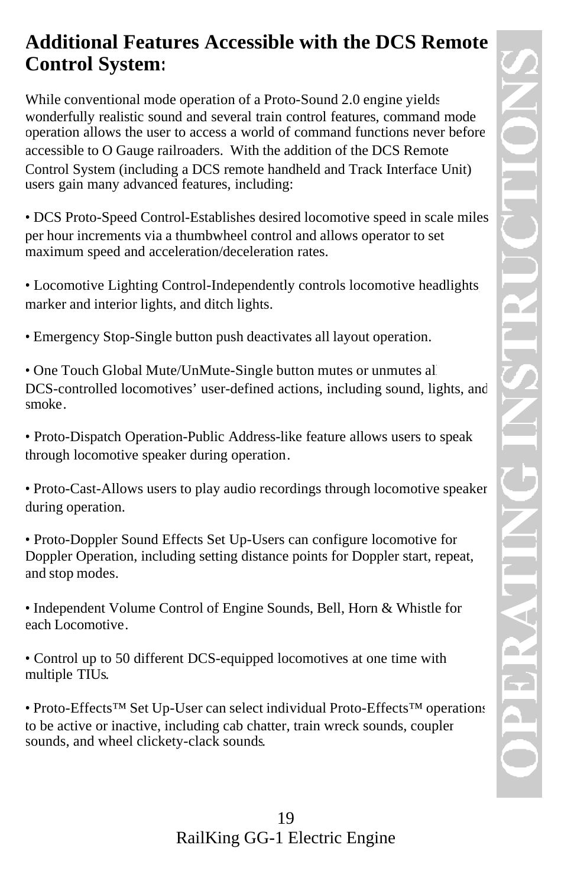## Additional Features Accessible with the DCS Remote Control System:

While conventional mode operation of a Proto-Sound 2.0 engine yields wonderfully realistic sound and several train control features, command mode operation allows the user to access a world of command functions never before accessible to O Gauge railroaders. With the addition of the DCS Remote Control System (including a DCS remote handheld and Track Interface Unit) users gain many advanced features, including:

• DCS Proto-Speed Control-Establishes desired locomotive speed in scale miles per hour increments via a thumbwheel control and allows operator to set maximum speed and acceleration/deceleration rates.

• Locomotive Lighting Control-Independently controls locomotive headlights marker and interior lights, and ditch lights.

• Emergency Stop-Single button push deactivates all layout operation.

• One Touch Global Mute/UnMute-Single button mutes or unmutes all DCS-controlled locomotives' user-defined actions, including sound, lights, and smoke.

• Proto-Dispatch Operation-Public Address-like feature allows users to speak through locomotive speaker during operation.

• Proto-Cast-Allows users to play audio recordings through locomotive speaker during operation.

• Proto-Doppler Sound Effects Set Up-Users can configure locomotive for Doppler Operation, including setting distance points for Doppler start, repeat, and stop modes.

• Independent Volume Control of Engine Sounds, Bell, Horn & Whistle for each Locomotive.

• Control up to 50 different DCS-equipped locomotives at one time with multiple TIUs.

• Proto-Effects™ Set Up-User can select individual Proto-Effects™ operations to be active or inactive, including cab chatter, train wreck sounds, coupler sounds, and wheel clickety-clack sounds.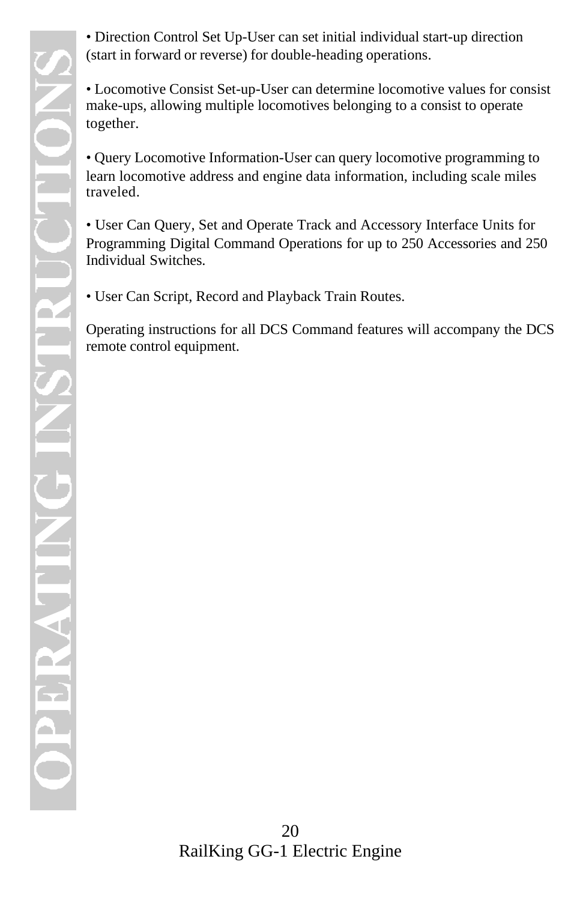- Direction Control Set Up-User can set initial individual start-up direction (start in forward or reverse) for double-heading operations.

- Locomotive Consist Set-up-User can determine locomotive values for consist make-ups, allowing multiple locomotives belonging to a consist to operate together.

- Query Locomotive Information-User can query locomotive programming to learn locomotive address and engine data information, including scale miles traveled.

- User Can Query, Set and Operate Track and Accessory Interface Units for Programming Digital Command Operations for up to 250 Accessories and 250 Individual Switches.

- User Can Script, Record and Playback Train Routes.

Operating instructions for all DCS Command features will accompany the DCS remote control equipment.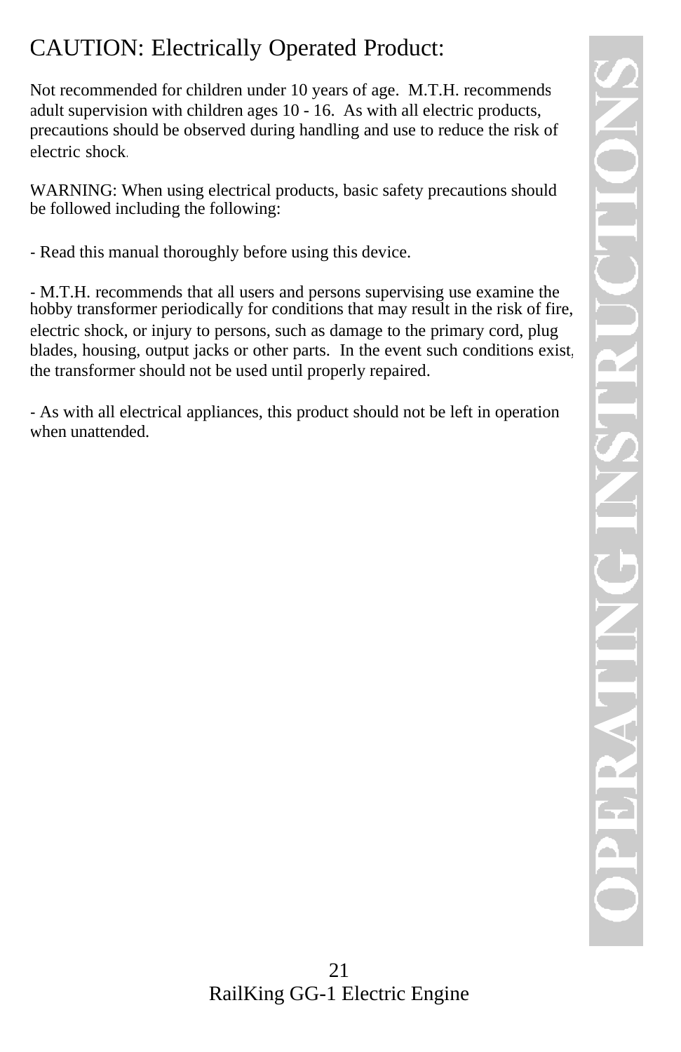# CAUTION: Electrically Operated Product:

Not recommended for children under 10 years of age. M.T.H. recommends adult supervision with children ages 10 - 16. As with all electric products, precautions should be observed during handling and use to reduce the risk of electric shock.

WARNING: When using electrical products, basic safety precautions should be followed including the following:

- Read this manual thoroughly before using this device.

- M.T.H. recommends that all users and persons supervising use examine the hobby transformer periodically for conditions that may result in the risk of fire, electric shock, or injury to persons, such as damage to the primary cord, plug blades, housing, output jacks or other parts. In the event such conditions exist, the transformer should not be used until properly repaired.

- As with all electrical appliances, this product should not be left in operation when unattended.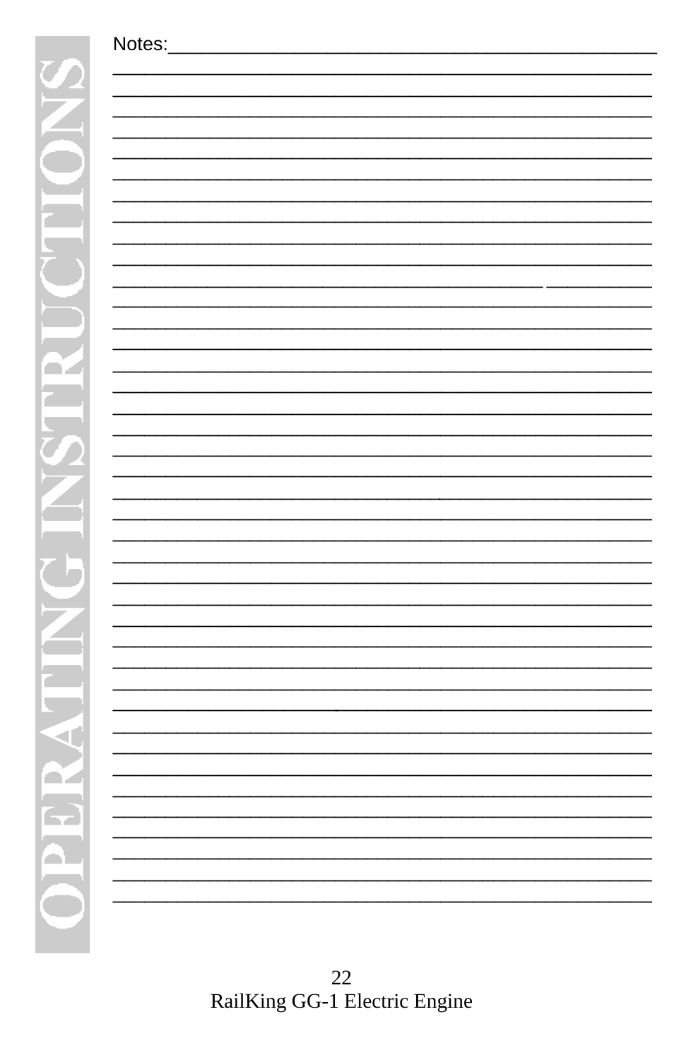Notes: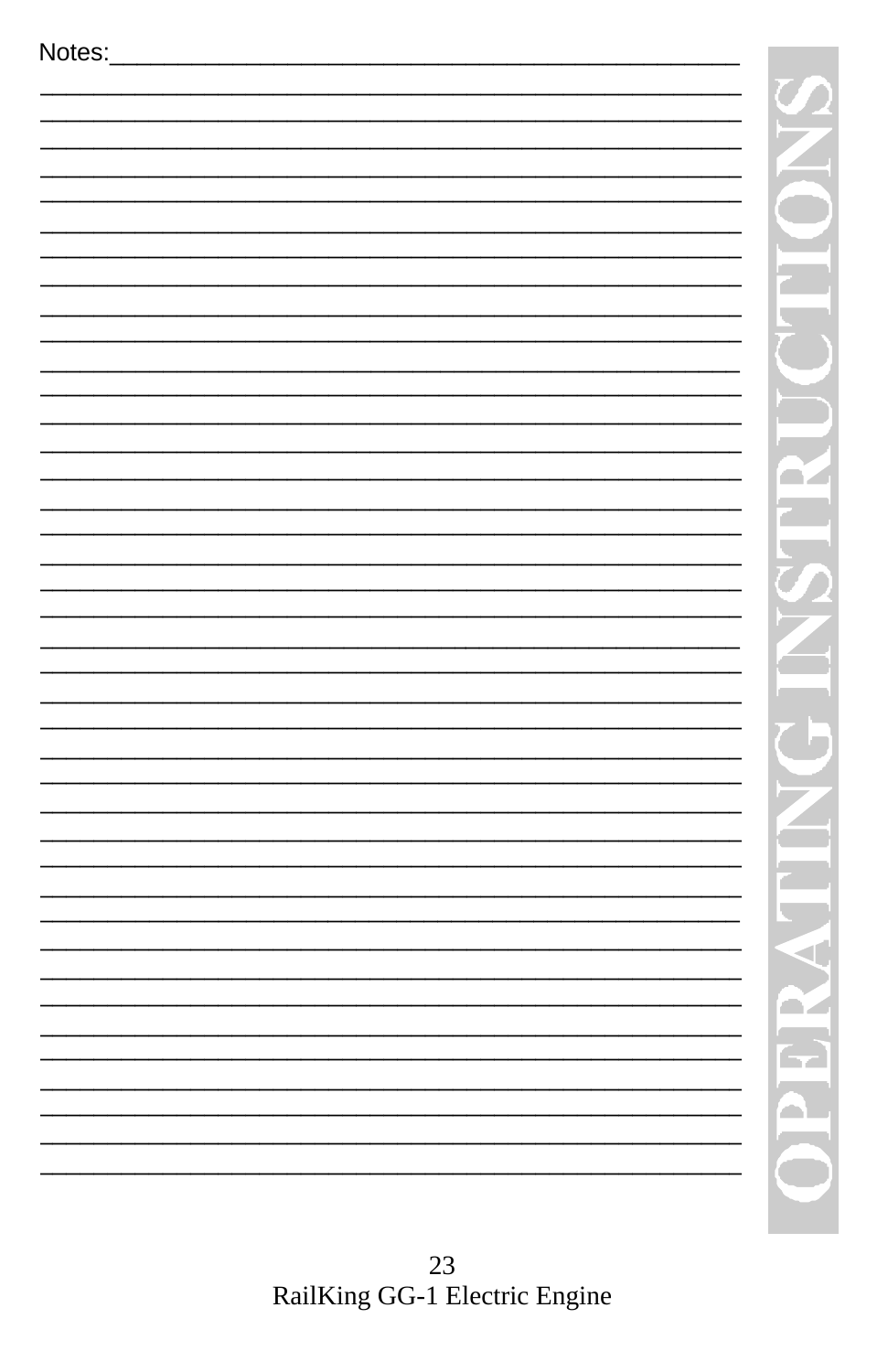Notes: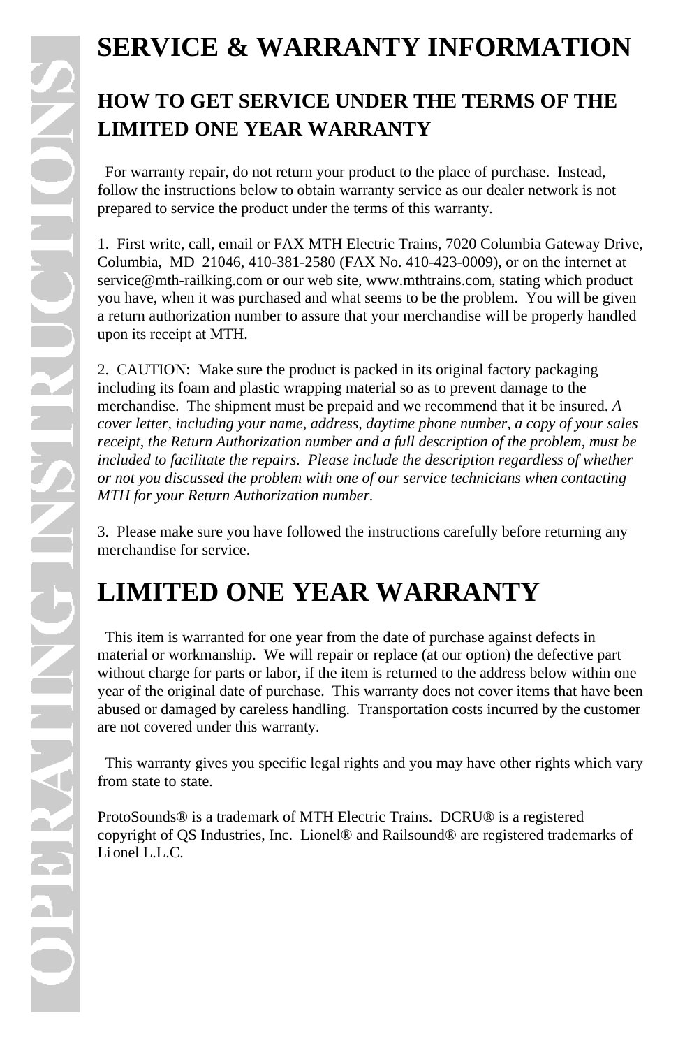# SERVICE & WARRANTY INFORMATION

## HOW TO GET SERVICE UNDER THE TERMS OF THE LIMITED ONE YEAR WARRANTY

For warranty repair, do not return your product to the place of purchase. Instead, follow the instructions below to obtain warranty service as our dealer network is not prepared to service the product under the terms of this warranty.

1. First write, call, email or FAX MTH Electric Trains, 7020 Columbia Gateway Drive, Columbia, MD 21046, 410-381-2580 (FAX No. 410-423-0009), or on the internet at service@mth-railking.com or our web site, www.mthtrains.com, stating which product you have, when it was purchased and what seems to be the problem. You will be given a return authorization number to assure that your merchandise will be properly handled upon its receipt at MTH.

2. CAUTION: Make sure the product is packed in its original factory packaging including its foam and plastic wrapping material so as to prevent damage to the merchandise. The shipment must be prepaid and we recommend that it be insured. *A cover letter, including your name, address, daytime phone number, a copy of your sales receipt, the Return Authorization number and a full description of the problem, must be included to facilitate the repairs. Please include the description regardless of whether or not you discussed the problem with one of our service technicians when contacting MTH for your Return Authorization number.*

3. Please make sure you have followed the instructions carefully before returning any merchandise for service.

# LIMITED ONE YEAR WARRANTY

This item is warranted for one year from the date of purchase against defects in material or workmanship. We will repair or replace (at our option) the defective part without charge for parts or labor, if the item is returned to the address below within one year of the original date of purchase. This warranty does not cover items that have been abused or damaged by careless handling. Transportation costs incurred by the customer are not covered under this warranty.

This warranty gives you specific legal rights and you may have other rights which vary from state to state.

ProtoSounds® is a trademark of MTH Electric Trains. DCRU® is a registered copyright of QS Industries, Inc. Lionel® and Railsound® are registered trademarks of Lionel L.L.C.